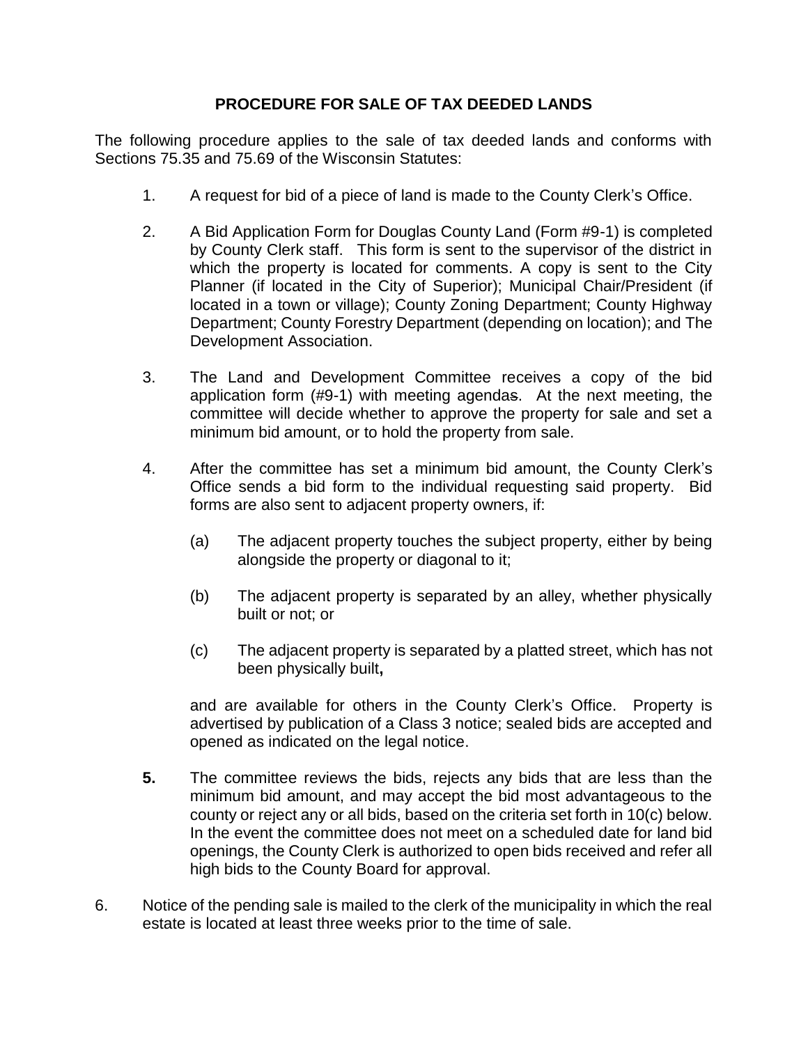## PROCEDURE FOR SALE OF TAX DEEDED LANDS

The following procedure applies to the sale of tax deeded lands and conforms with Sections 75.35 and 75.69 of the Wisconsin Statutes:

1. A request for bid of a piece of land is made to the County Clerk's Office.

2. A Bid Application Form for Douglas County Land (Form #9-1) is completed by County Clerk staff. This form is sent to the supervisor of the district in which the property is located for comments. A copy is sent to the City Planner (if located in the City of Superior); Municipal Chair/President (if located in a town or village); County Zoning Department; County Highway Department; County Forestry Department (depending on location); and The Development Association.

3. The Land and Development Committee receives a copy of the bid application form (#9-1) with meeting agendas. At the next meeting, the committee will decide whether to approve the property for sale and set a minimum bid amount, or to hold the property from sale.

4. After the committee has set a minimum bid amount, the County Clerk's Office sends a bid form to the individual requesting said property. Bid forms are also sent to adjacent property owners, if:

   (a) The adjacent property touches the subject property, either by being alongside the property or diagonal to it;

   (b) The adjacent property is separated by an alley, whether physically built or not; or

   (c) The adjacent property is separated by a platted street, which has not been physically built**,**

   and are available for others in the County Clerk's Office. Property is advertised by publication of a Class 3 notice; sealed bids are accepted and opened as indicated on the legal notice.

**5.** The committee reviews the bids, rejects any bids that are less than the minimum bid amount, and may accept the bid most advantageous to the county or reject any or all bids, based on the criteria set forth in 10(c) below. In the event the committee does not meet on a scheduled date for land bid openings, the County Clerk is authorized to open bids received and refer all high bids to the County Board for approval.

6. Notice of the pending sale is mailed to the clerk of the municipality in which the real estate is located at least three weeks prior to the time of sale.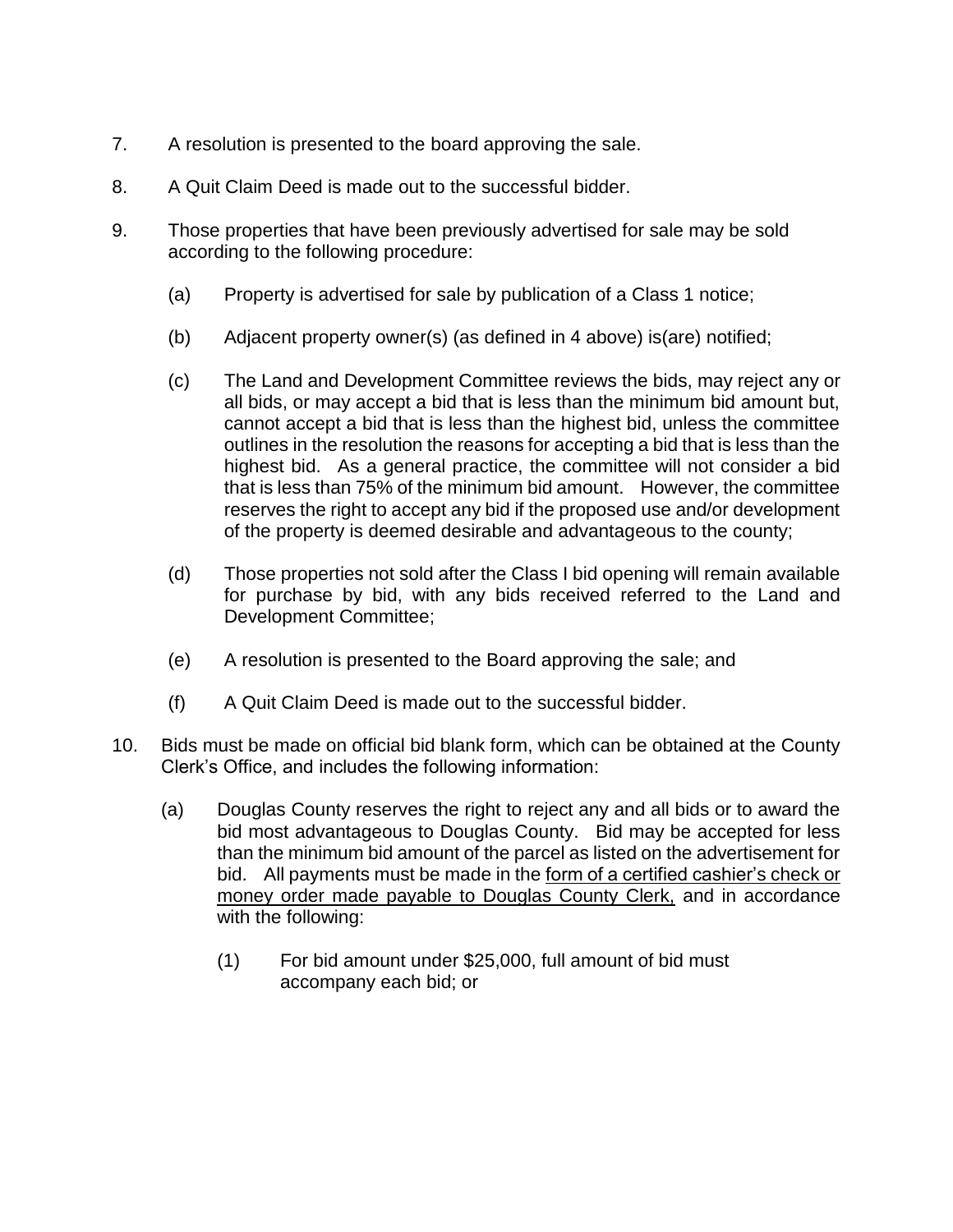7. A resolution is presented to the board approving the sale.

8. A Quit Claim Deed is made out to the successful bidder.

9. Those properties that have been previously advertised for sale may be sold according to the following procedure:

   (a) Property is advertised for sale by publication of a Class 1 notice;

   (b) Adjacent property owner(s) (as defined in 4 above) is(are) notified;

   (c) The Land and Development Committee reviews the bids, may reject any or all bids, or may accept a bid that is less than the minimum bid amount but, cannot accept a bid that is less than the highest bid, unless the committee outlines in the resolution the reasons for accepting a bid that is less than the highest bid. As a general practice, the committee will not consider a bid that is less than 75% of the minimum bid amount. However, the committee reserves the right to accept any bid if the proposed use and/or development of the property is deemed desirable and advantageous to the county;

   (d) Those properties not sold after the Class I bid opening will remain available for purchase by bid, with any bids received referred to the Land and Development Committee;

   (e) A resolution is presented to the Board approving the sale; and

   (f) A Quit Claim Deed is made out to the successful bidder.

10. Bids must be made on official bid blank form, which can be obtained at the County Clerk's Office, and includes the following information:

    (a) Douglas County reserves the right to reject any and all bids or to award the bid most advantageous to Douglas County. Bid may be accepted for less than the minimum bid amount of the parcel as listed on the advertisement for bid. All payments must be made in the <u>form of a certified cashier's check or money order made payable to Douglas County Clerk,</u> and in accordance with the following:

        (1) For bid amount under $25,000, full amount of bid must accompany each bid; or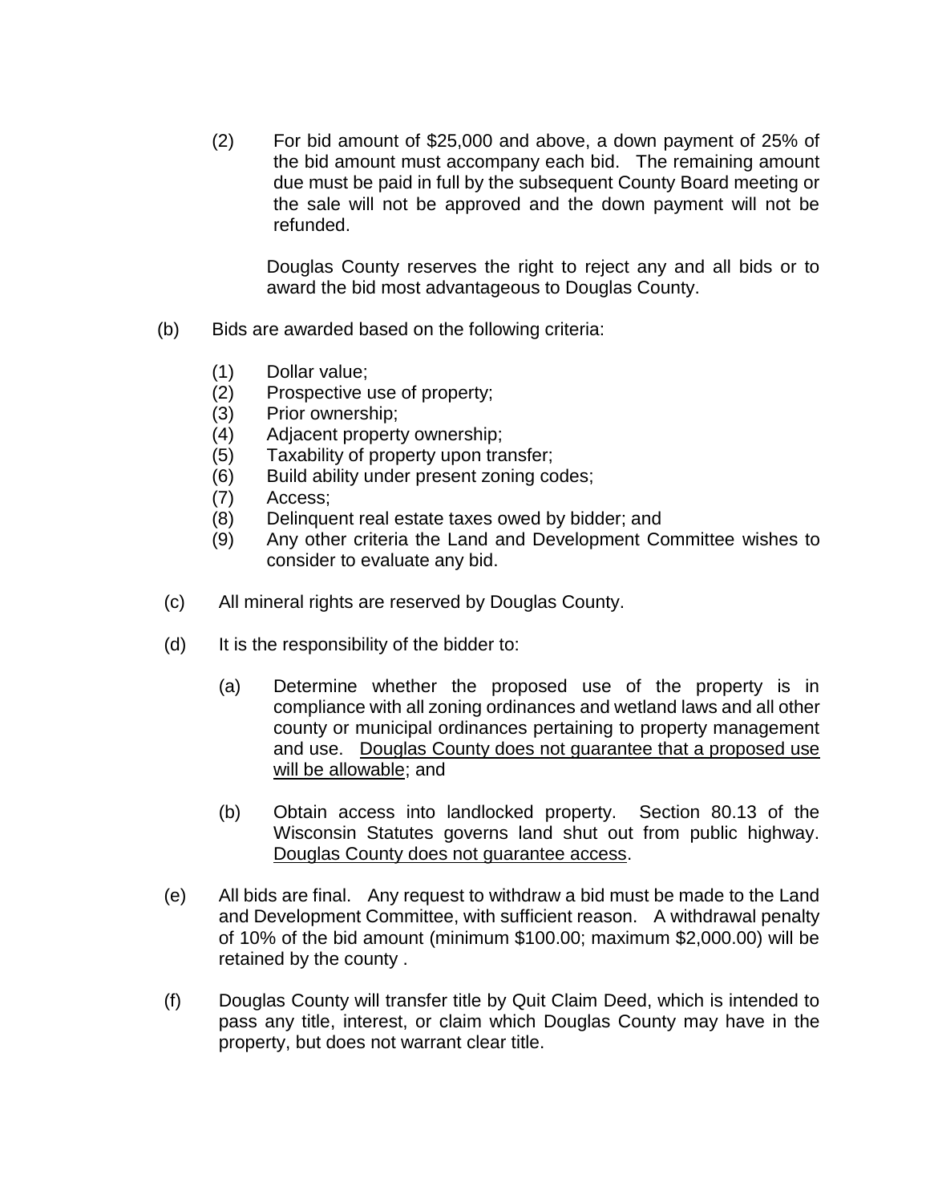(2) For bid amount of $25,000 and above, a down payment of 25% of the bid amount must accompany each bid. The remaining amount due must be paid in full by the subsequent County Board meeting or the sale will not be approved and the down payment will not be refunded.

Douglas County reserves the right to reject any and all bids or to award the bid most advantageous to Douglas County.

(b) Bids are awarded based on the following criteria:

(1) Dollar value;
(2) Prospective use of property;
(3) Prior ownership;
(4) Adjacent property ownership;
(5) Taxability of property upon transfer;
(6) Build ability under present zoning codes;
(7) Access;
(8) Delinquent real estate taxes owed by bidder; and
(9) Any other criteria the Land and Development Committee wishes to consider to evaluate any bid.

(c) All mineral rights are reserved by Douglas County.

(d) It is the responsibility of the bidder to:

(a) Determine whether the proposed use of the property is in compliance with all zoning ordinances and wetland laws and all other county or municipal ordinances pertaining to property management and use. <u>Douglas County does not guarantee that a proposed use will be allowable</u>; and

(b) Obtain access into landlocked property. Section 80.13 of the Wisconsin Statutes governs land shut out from public highway. <u>Douglas County does not guarantee access</u>.

(e) All bids are final. Any request to withdraw a bid must be made to the Land and Development Committee, with sufficient reason. A withdrawal penalty of 10% of the bid amount (minimum $100.00; maximum $2,000.00) will be retained by the county .

(f) Douglas County will transfer title by Quit Claim Deed, which is intended to pass any title, interest, or claim which Douglas County may have in the property, but does not warrant clear title.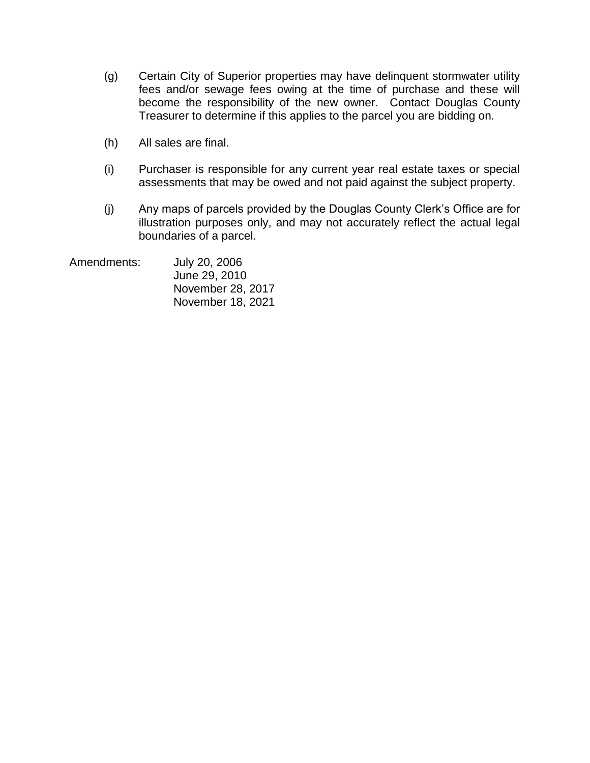(g) Certain City of Superior properties may have delinquent stormwater utility fees and/or sewage fees owing at the time of purchase and these will become the responsibility of the new owner. Contact Douglas County Treasurer to determine if this applies to the parcel you are bidding on.

(h) All sales are final.

(i) Purchaser is responsible for any current year real estate taxes or special assessments that may be owed and not paid against the subject property.

(j) Any maps of parcels provided by the Douglas County Clerk's Office are for illustration purposes only, and may not accurately reflect the actual legal boundaries of a parcel.

Amendments: July 20, 2006
June 29, 2010
November 28, 2017
November 18, 2021